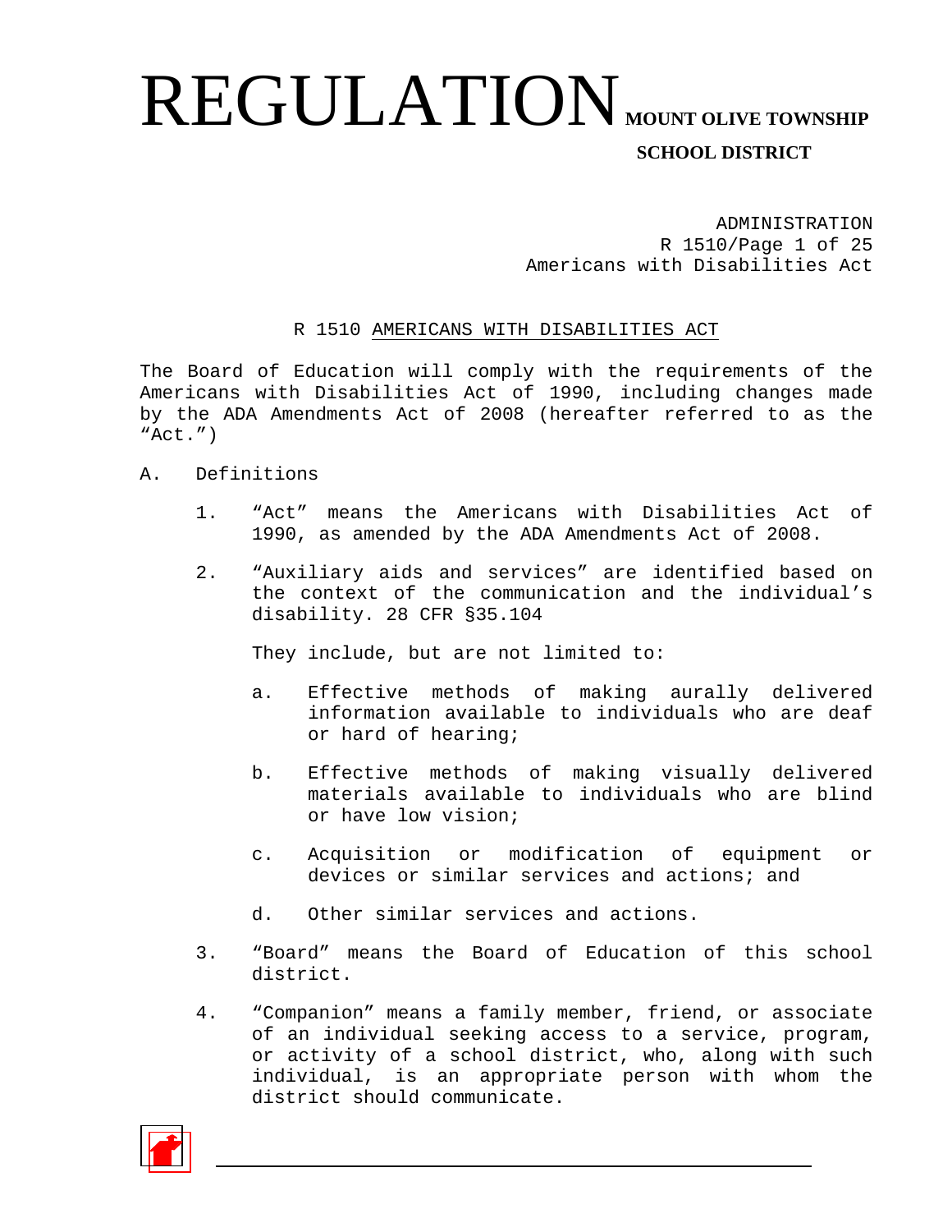# REGULATION

**MOUNT OLIVE TOWNSHIP SCHOOL DISTRICT**

ADMINISTRATION
R 1510/Page 1 of 25
Americans with Disabilities Act

## R 1510 AMERICANS WITH DISABILITIES ACT

The Board of Education will comply with the requirements of the Americans with Disabilities Act of 1990, including changes made by the ADA Amendments Act of 2008 (hereafter referred to as the "Act.")

A. Definitions

1. "Act" means the Americans with Disabilities Act of 1990, as amended by the ADA Amendments Act of 2008.

2. "Auxiliary aids and services" are identified based on the context of the communication and the individual's disability. 28 CFR §35.104

   They include, but are not limited to:

   a. Effective methods of making aurally delivered information available to individuals who are deaf or hard of hearing;

   b. Effective methods of making visually delivered materials available to individuals who are blind or have low vision;

   c. Acquisition or modification of equipment or devices or similar services and actions; and

   d. Other similar services and actions.

3. "Board" means the Board of Education of this school district.

4. "Companion" means a family member, friend, or associate of an individual seeking access to a service, program, or activity of a school district, who, along with such individual, is an appropriate person with whom the district should communicate.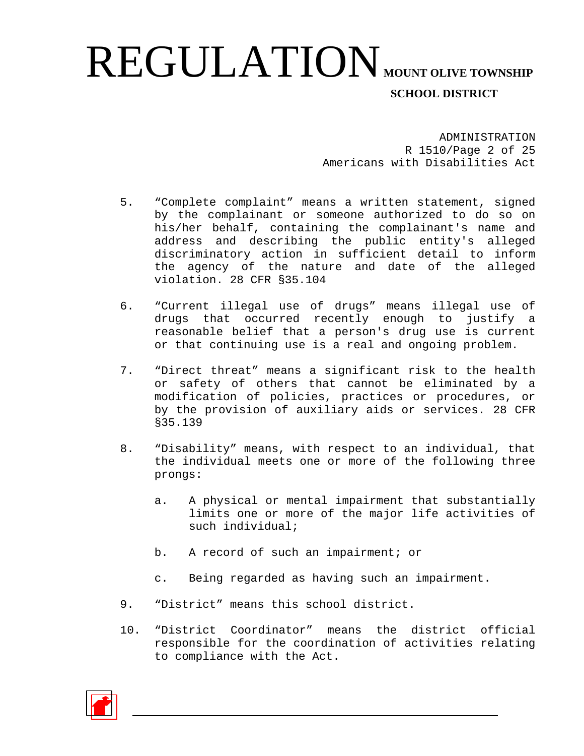5. "Complete complaint" means a written statement, signed by the complainant or someone authorized to do so on his/her behalf, containing the complainant's name and address and describing the public entity's alleged discriminatory action in sufficient detail to inform the agency of the nature and date of the alleged violation. 28 CFR §35.104

6. "Current illegal use of drugs" means illegal use of drugs that occurred recently enough to justify a reasonable belief that a person's drug use is current or that continuing use is a real and ongoing problem.

7. "Direct threat" means a significant risk to the health or safety of others that cannot be eliminated by a modification of policies, practices or procedures, or by the provision of auxiliary aids or services. 28 CFR §35.139

8. "Disability" means, with respect to an individual, that the individual meets one or more of the following three prongs:

   a. A physical or mental impairment that substantially limits one or more of the major life activities of such individual;

   b. A record of such an impairment; or

   c. Being regarded as having such an impairment.

9. "District" means this school district.

10. "District Coordinator" means the district official responsible for the coordination of activities relating to compliance with the Act.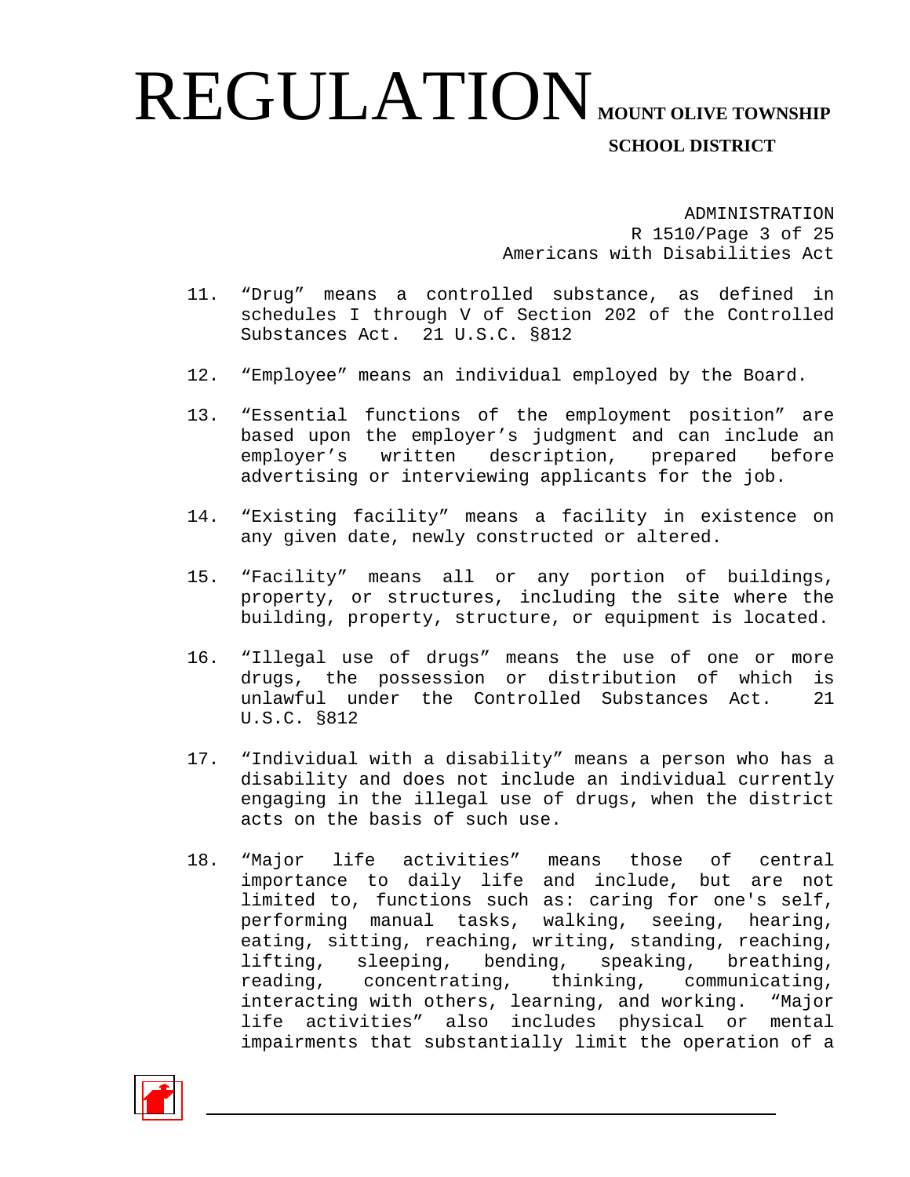11. "Drug" means a controlled substance, as defined in schedules I through V of Section 202 of the Controlled Substances Act. 21 U.S.C. §812

12. "Employee" means an individual employed by the Board.

13. "Essential functions of the employment position" are based upon the employer's judgment and can include an employer's written description, prepared before advertising or interviewing applicants for the job.

14. "Existing facility" means a facility in existence on any given date, newly constructed or altered.

15. "Facility" means all or any portion of buildings, property, or structures, including the site where the building, property, structure, or equipment is located.

16. "Illegal use of drugs" means the use of one or more drugs, the possession or distribution of which is unlawful under the Controlled Substances Act. 21 U.S.C. §812

17. "Individual with a disability" means a person who has a disability and does not include an individual currently engaging in the illegal use of drugs, when the district acts on the basis of such use.

18. "Major life activities" means those of central importance to daily life and include, but are not limited to, functions such as: caring for one's self, performing manual tasks, walking, seeing, hearing, eating, sitting, reaching, writing, standing, reaching, lifting, sleeping, bending, speaking, breathing, reading, concentrating, thinking, communicating, interacting with others, learning, and working. "Major life activities" also includes physical or mental impairments that substantially limit the operation of a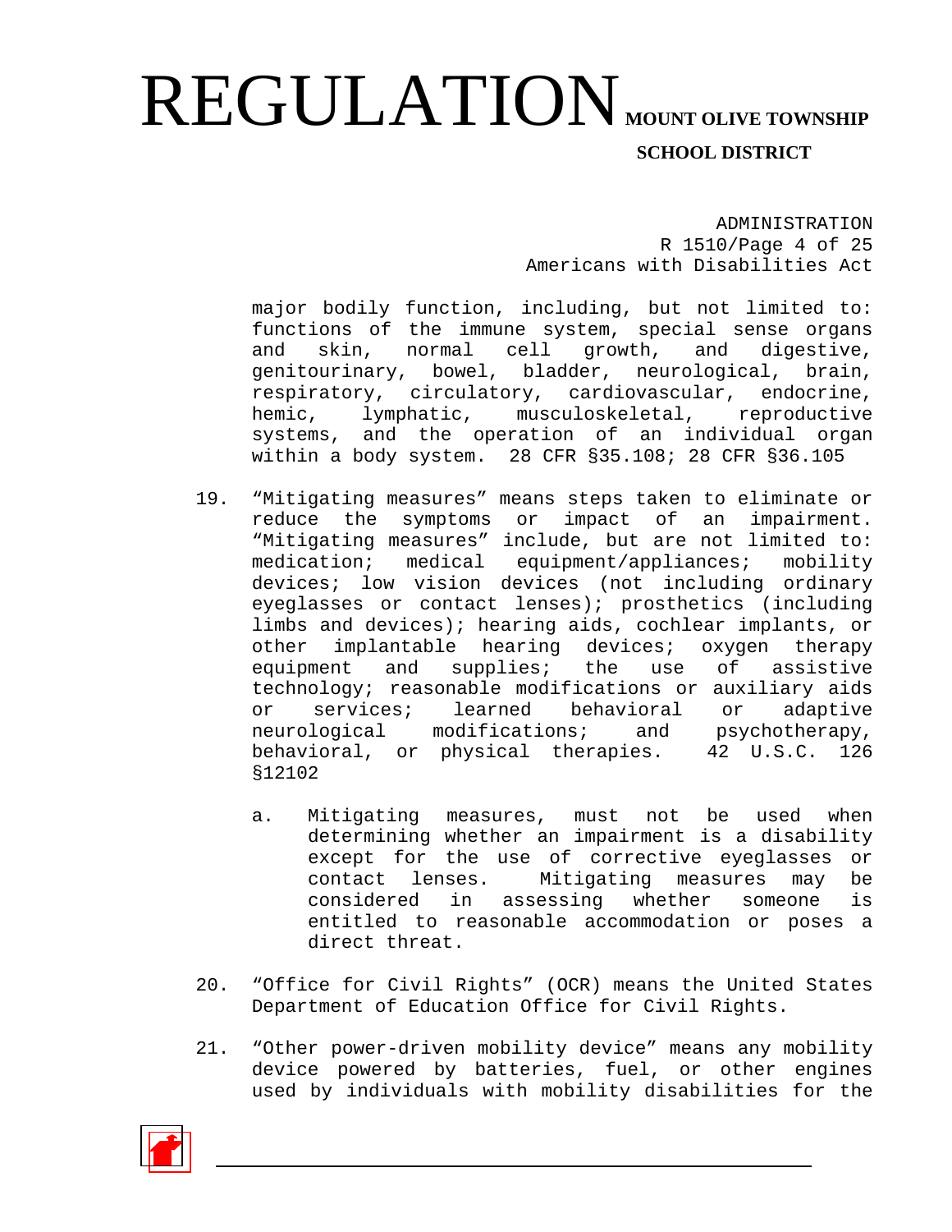major bodily function, including, but not limited to: functions of the immune system, special sense organs and skin, normal cell growth, and digestive, genitourinary, bowel, bladder, neurological, brain, respiratory, circulatory, cardiovascular, endocrine, hemic, lymphatic, musculoskeletal, reproductive systems, and the operation of an individual organ within a body system. 28 CFR §35.108; 28 CFR §36.105

19. "Mitigating measures" means steps taken to eliminate or reduce the symptoms or impact of an impairment. "Mitigating measures" include, but are not limited to: medication; medical equipment/appliances; mobility devices; low vision devices (not including ordinary eyeglasses or contact lenses); prosthetics (including limbs and devices); hearing aids, cochlear implants, or other implantable hearing devices; oxygen therapy equipment and supplies; the use of assistive technology; reasonable modifications or auxiliary aids or services; learned behavioral or adaptive neurological modifications; and psychotherapy, behavioral, or physical therapies. 42 U.S.C. 126 §12102

    a. Mitigating measures, must not be used when determining whether an impairment is a disability except for the use of corrective eyeglasses or contact lenses. Mitigating measures may be considered in assessing whether someone is entitled to reasonable accommodation or poses a direct threat.

20. "Office for Civil Rights" (OCR) means the United States Department of Education Office for Civil Rights.

21. "Other power-driven mobility device" means any mobility device powered by batteries, fuel, or other engines used by individuals with mobility disabilities for the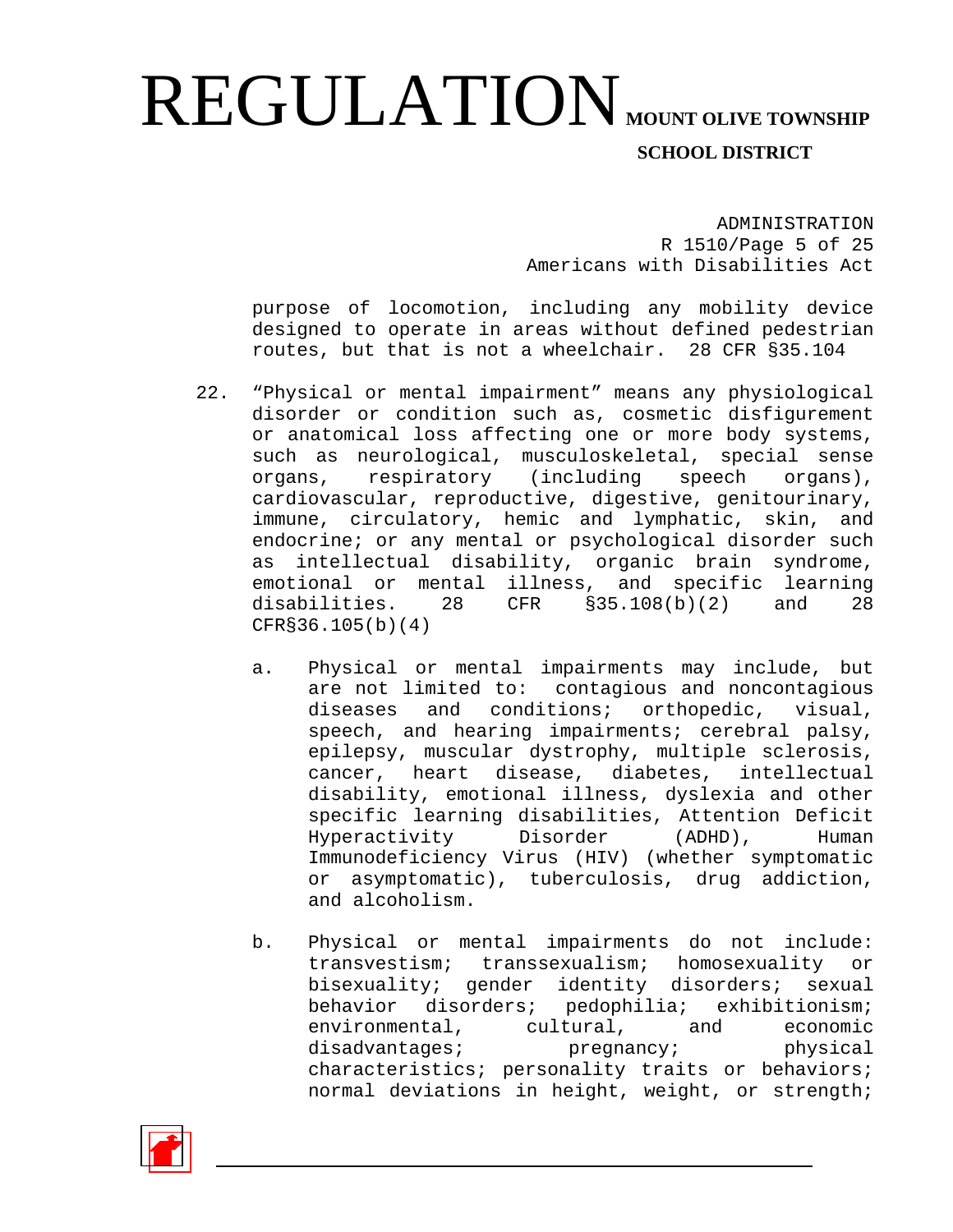purpose of locomotion, including any mobility device designed to operate in areas without defined pedestrian routes, but that is not a wheelchair. 28 CFR §35.104

22. "Physical or mental impairment" means any physiological disorder or condition such as, cosmetic disfigurement or anatomical loss affecting one or more body systems, such as neurological, musculoskeletal, special sense organs, respiratory (including speech organs), cardiovascular, reproductive, digestive, genitourinary, immune, circulatory, hemic and lymphatic, skin, and endocrine; or any mental or psychological disorder such as intellectual disability, organic brain syndrome, emotional or mental illness, and specific learning disabilities. 28 CFR §35.108(b)(2) and 28 CFR§36.105(b)(4)

    a. Physical or mental impairments may include, but are not limited to: contagious and noncontagious diseases and conditions; orthopedic, visual, speech, and hearing impairments; cerebral palsy, epilepsy, muscular dystrophy, multiple sclerosis, cancer, heart disease, diabetes, intellectual disability, emotional illness, dyslexia and other specific learning disabilities, Attention Deficit Hyperactivity Disorder (ADHD), Human Immunodeficiency Virus (HIV) (whether symptomatic or asymptomatic), tuberculosis, drug addiction, and alcoholism.

    b. Physical or mental impairments do not include: transvestism; transsexualism; homosexuality or bisexuality; gender identity disorders; sexual behavior disorders; pedophilia; exhibitionism; environmental, cultural, and economic disadvantages; pregnancy; physical characteristics; personality traits or behaviors; normal deviations in height, weight, or strength;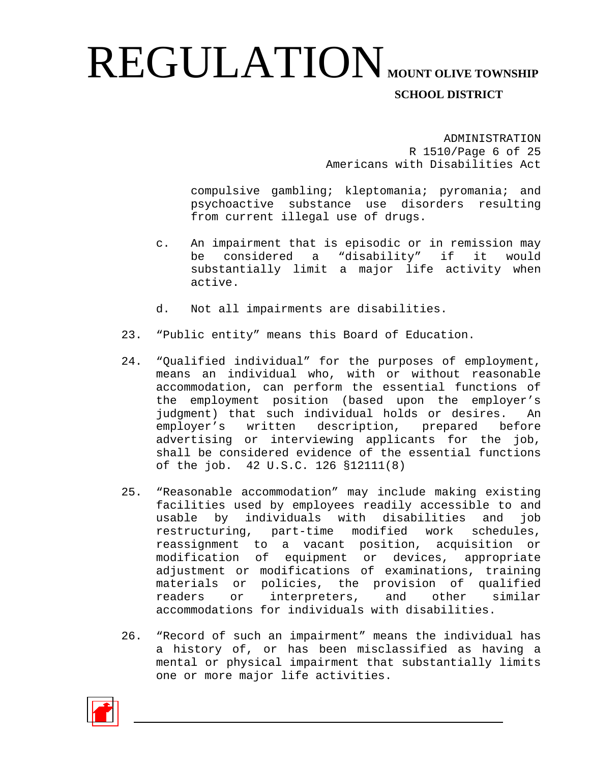compulsive gambling; kleptomania; pyromania; and psychoactive substance use disorders resulting from current illegal use of drugs.

c. An impairment that is episodic or in remission may be considered a "disability" if it would substantially limit a major life activity when active.

d. Not all impairments are disabilities.

23. "Public entity" means this Board of Education.

24. "Qualified individual" for the purposes of employment, means an individual who, with or without reasonable accommodation, can perform the essential functions of the employment position (based upon the employer's judgment) that such individual holds or desires. An employer's written description, prepared before advertising or interviewing applicants for the job, shall be considered evidence of the essential functions of the job. 42 U.S.C. 126 §12111(8)

25. "Reasonable accommodation" may include making existing facilities used by employees readily accessible to and usable by individuals with disabilities and job restructuring, part-time modified work schedules, reassignment to a vacant position, acquisition or modification of equipment or devices, appropriate adjustment or modifications of examinations, training materials or policies, the provision of qualified readers or interpreters, and other similar accommodations for individuals with disabilities.

26. "Record of such an impairment" means the individual has a history of, or has been misclassified as having a mental or physical impairment that substantially limits one or more major life activities.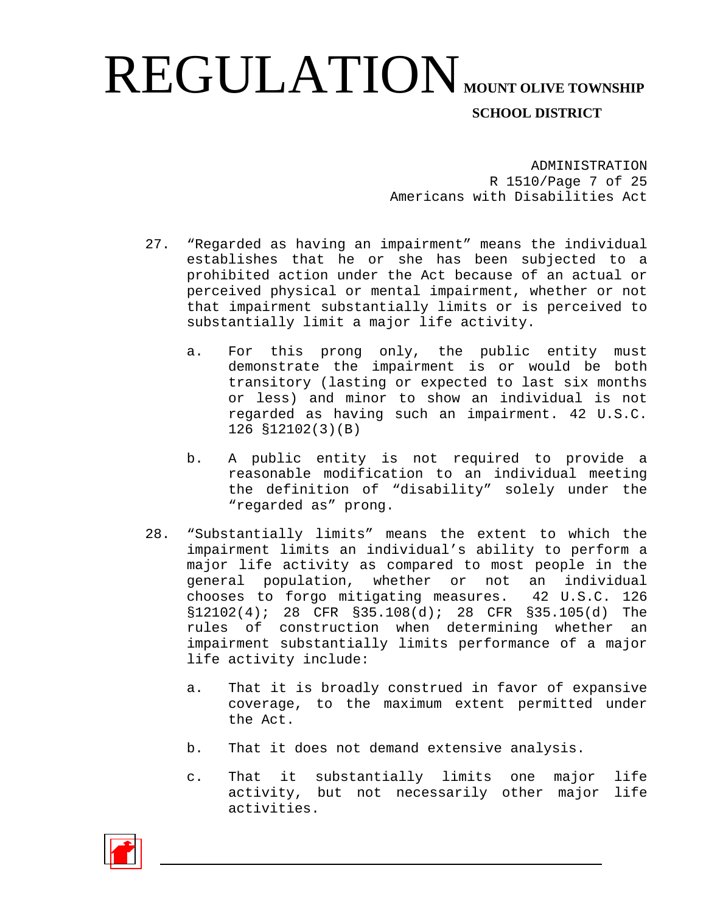27. "Regarded as having an impairment" means the individual establishes that he or she has been subjected to a prohibited action under the Act because of an actual or perceived physical or mental impairment, whether or not that impairment substantially limits or is perceived to substantially limit a major life activity.

    a. For this prong only, the public entity must demonstrate the impairment is or would be both transitory (lasting or expected to last six months or less) and minor to show an individual is not regarded as having such an impairment. 42 U.S.C. 126 §12102(3)(B)

    b. A public entity is not required to provide a reasonable modification to an individual meeting the definition of "disability" solely under the "regarded as" prong.

28. "Substantially limits" means the extent to which the impairment limits an individual's ability to perform a major life activity as compared to most people in the general population, whether or not an individual chooses to forgo mitigating measures. 42 U.S.C. 126 §12102(4); 28 CFR §35.108(d); 28 CFR §35.105(d) The rules of construction when determining whether an impairment substantially limits performance of a major life activity include:

    a. That it is broadly construed in favor of expansive coverage, to the maximum extent permitted under the Act.

    b. That it does not demand extensive analysis.

    c. That it substantially limits one major life activity, but not necessarily other major life activities.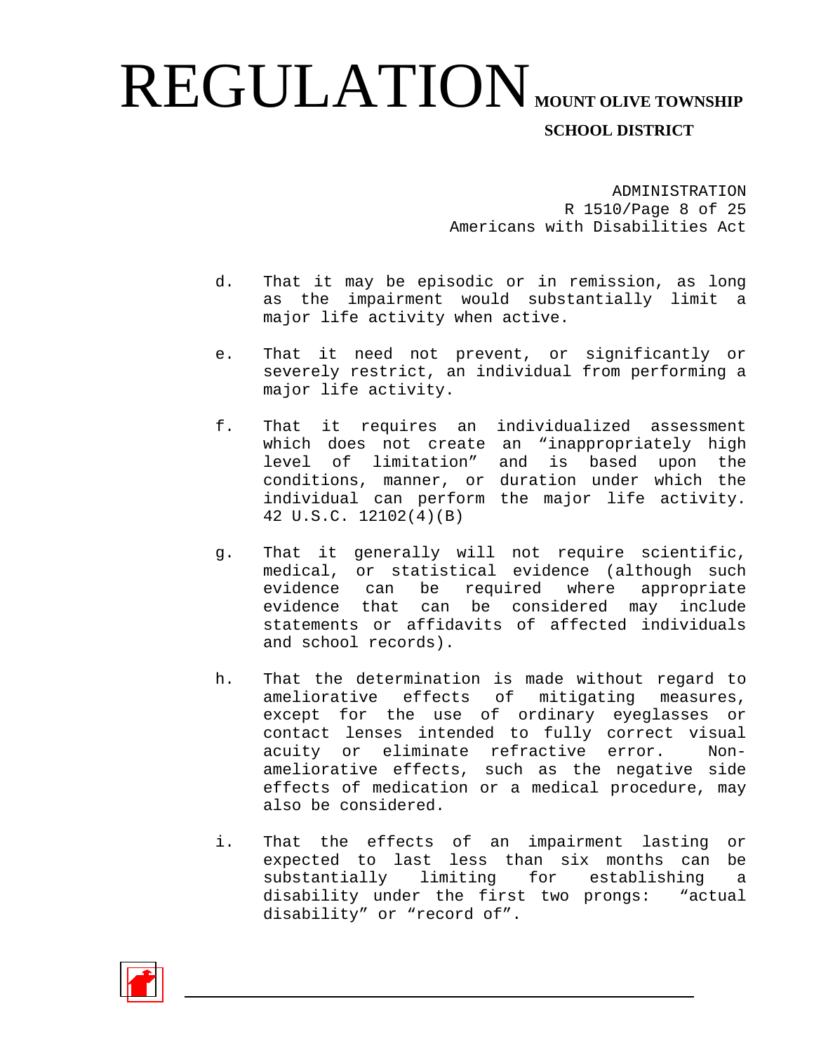d. That it may be episodic or in remission, as long as the impairment would substantially limit a major life activity when active.

e. That it need not prevent, or significantly or severely restrict, an individual from performing a major life activity.

f. That it requires an individualized assessment which does not create an "inappropriately high level of limitation" and is based upon the conditions, manner, or duration under which the individual can perform the major life activity. 42 U.S.C. 12102(4)(B)

g. That it generally will not require scientific, medical, or statistical evidence (although such evidence can be required where appropriate evidence that can be considered may include statements or affidavits of affected individuals and school records).

h. That the determination is made without regard to ameliorative effects of mitigating measures, except for the use of ordinary eyeglasses or contact lenses intended to fully correct visual acuity or eliminate refractive error. Non-ameliorative effects, such as the negative side effects of medication or a medical procedure, may also be considered.

i. That the effects of an impairment lasting or expected to last less than six months can be substantially limiting for establishing a disability under the first two prongs: "actual disability" or "record of".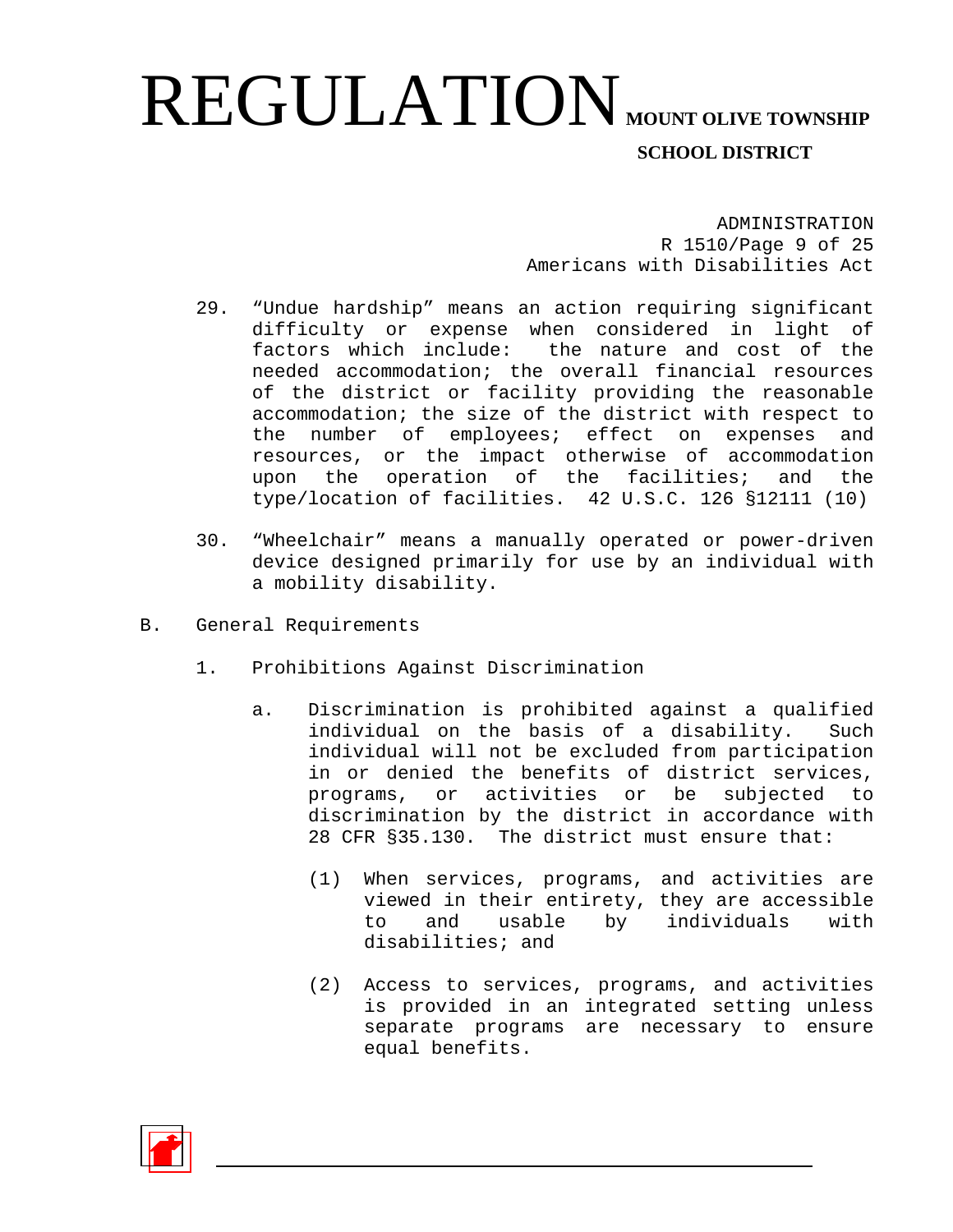29. "Undue hardship" means an action requiring significant difficulty or expense when considered in light of factors which include: the nature and cost of the needed accommodation; the overall financial resources of the district or facility providing the reasonable accommodation; the size of the district with respect to the number of employees; effect on expenses and resources, or the impact otherwise of accommodation upon the operation of the facilities; and the type/location of facilities. 42 U.S.C. 126 §12111 (10)

30. "Wheelchair" means a manually operated or power-driven device designed primarily for use by an individual with a mobility disability.

B. General Requirements

1. Prohibitions Against Discrimination

a. Discrimination is prohibited against a qualified individual on the basis of a disability. Such individual will not be excluded from participation in or denied the benefits of district services, programs, or activities or be subjected to discrimination by the district in accordance with 28 CFR §35.130. The district must ensure that:

(1) When services, programs, and activities are viewed in their entirety, they are accessible to and usable by individuals with disabilities; and

(2) Access to services, programs, and activities is provided in an integrated setting unless separate programs are necessary to ensure equal benefits.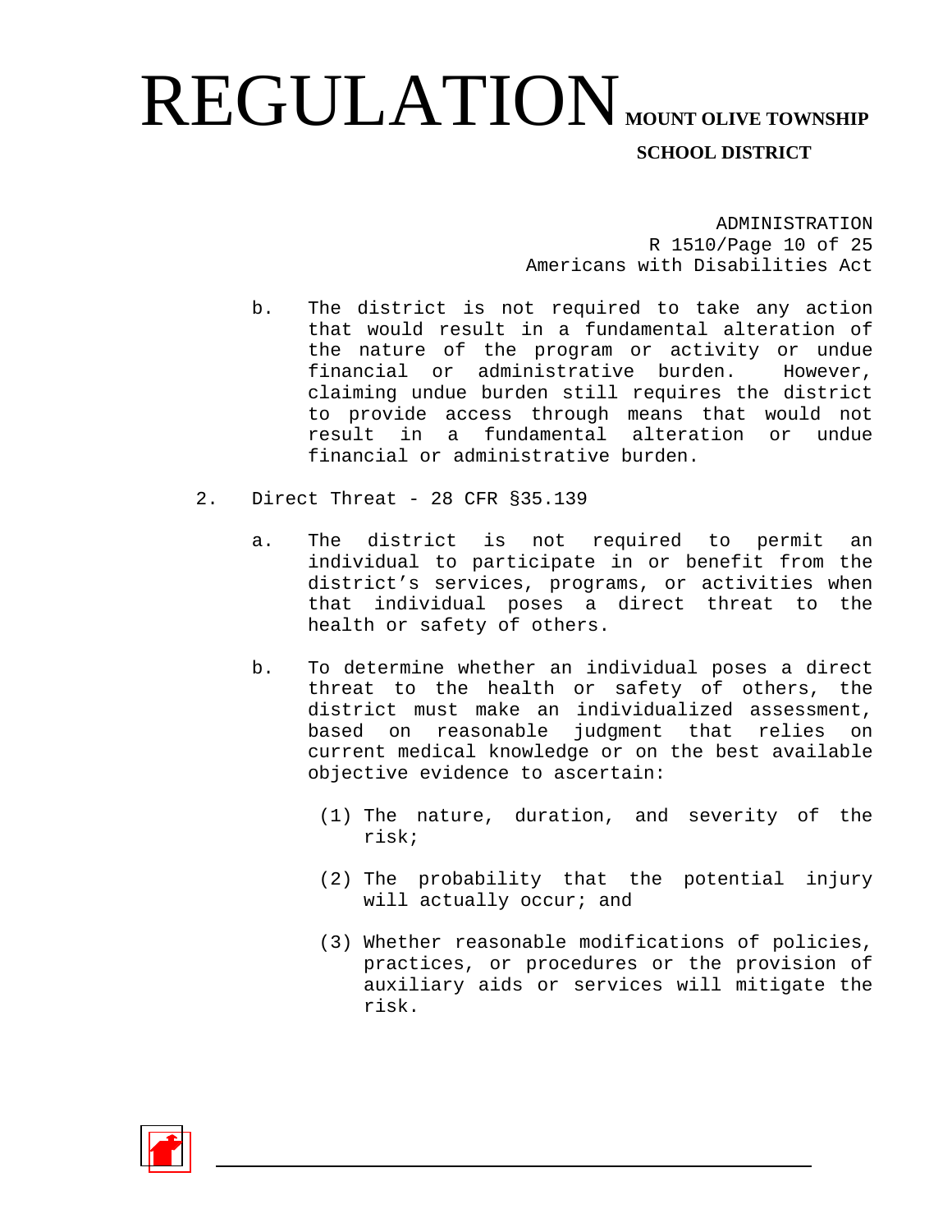b. The district is not required to take any action that would result in a fundamental alteration of the nature of the program or activity or undue financial or administrative burden. However, claiming undue burden still requires the district to provide access through means that would not result in a fundamental alteration or undue financial or administrative burden.

2. Direct Threat - 28 CFR §35.139

   a. The district is not required to permit an individual to participate in or benefit from the district's services, programs, or activities when that individual poses a direct threat to the health or safety of others.

   b. To determine whether an individual poses a direct threat to the health or safety of others, the district must make an individualized assessment, based on reasonable judgment that relies on current medical knowledge or on the best available objective evidence to ascertain:

      (1) The nature, duration, and severity of the risk;

      (2) The probability that the potential injury will actually occur; and

      (3) Whether reasonable modifications of policies, practices, or procedures or the provision of auxiliary aids or services will mitigate the risk.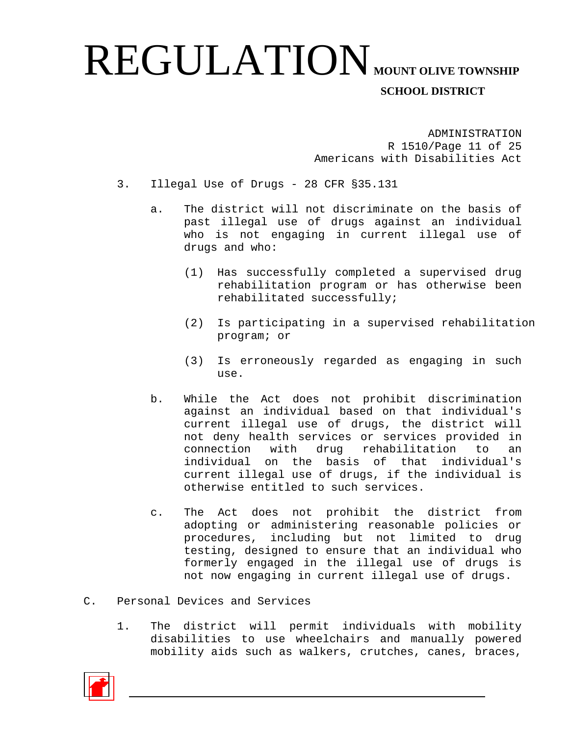3. Illegal Use of Drugs - 28 CFR §35.131

   a. The district will not discriminate on the basis of past illegal use of drugs against an individual who is not engaging in current illegal use of drugs and who:

      (1) Has successfully completed a supervised drug rehabilitation program or has otherwise been rehabilitated successfully;

      (2) Is participating in a supervised rehabilitation program; or

      (3) Is erroneously regarded as engaging in such use.

   b. While the Act does not prohibit discrimination against an individual based on that individual's current illegal use of drugs, the district will not deny health services or services provided in connection with drug rehabilitation to an individual on the basis of that individual's current illegal use of drugs, if the individual is otherwise entitled to such services.

   c. The Act does not prohibit the district from adopting or administering reasonable policies or procedures, including but not limited to drug testing, designed to ensure that an individual who formerly engaged in the illegal use of drugs is not now engaging in current illegal use of drugs.

C. Personal Devices and Services

   1. The district will permit individuals with mobility disabilities to use wheelchairs and manually powered mobility aids such as walkers, crutches, canes, braces,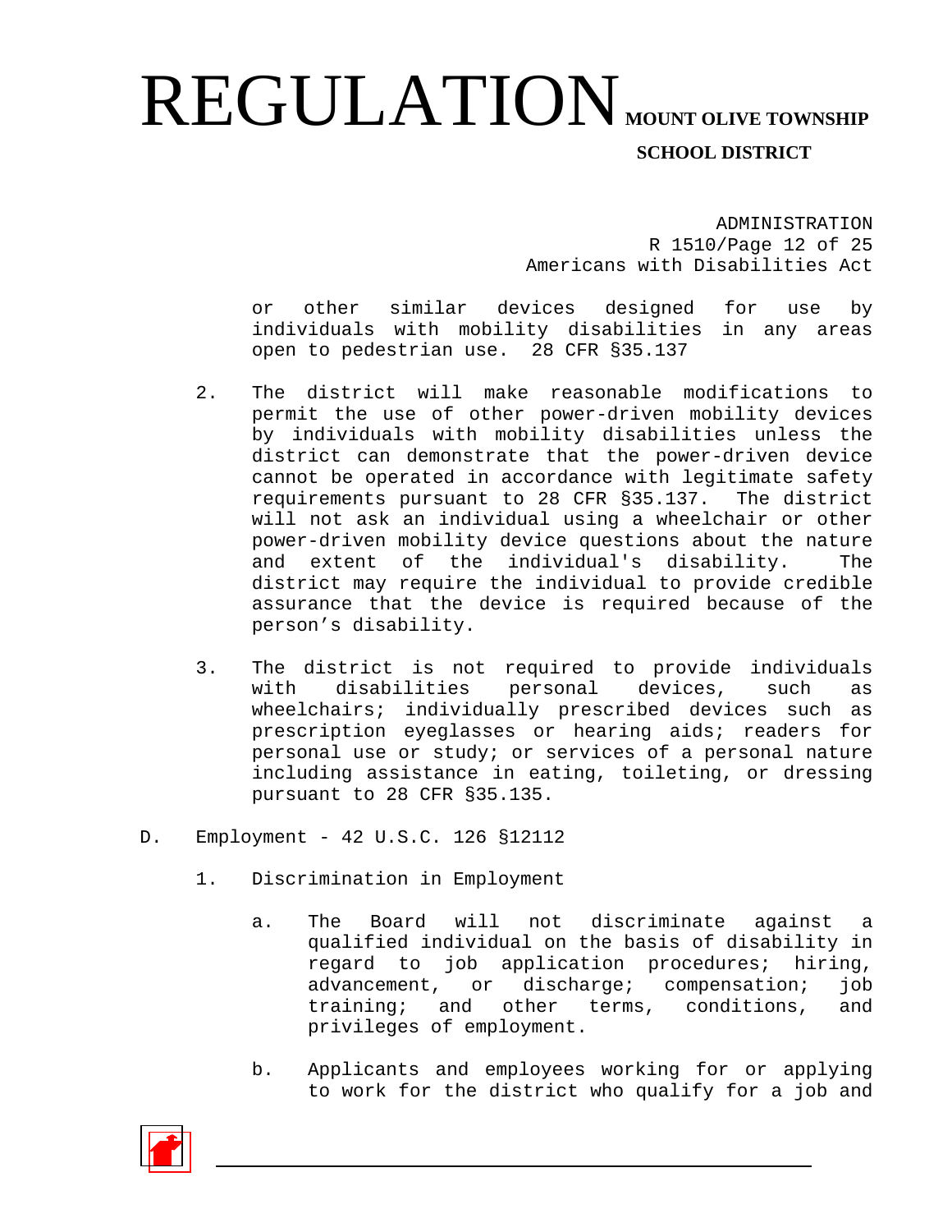or other similar devices designed for use by individuals with mobility disabilities in any areas open to pedestrian use. 28 CFR §35.137

2. The district will make reasonable modifications to permit the use of other power-driven mobility devices by individuals with mobility disabilities unless the district can demonstrate that the power-driven device cannot be operated in accordance with legitimate safety requirements pursuant to 28 CFR §35.137. The district will not ask an individual using a wheelchair or other power-driven mobility device questions about the nature and extent of the individual's disability. The district may require the individual to provide credible assurance that the device is required because of the person's disability.

3. The district is not required to provide individuals with disabilities personal devices, such as wheelchairs; individually prescribed devices such as prescription eyeglasses or hearing aids; readers for personal use or study; or services of a personal nature including assistance in eating, toileting, or dressing pursuant to 28 CFR §35.135.

D. Employment - 42 U.S.C. 126 §12112

1. Discrimination in Employment

a. The Board will not discriminate against a qualified individual on the basis of disability in regard to job application procedures; hiring, advancement, or discharge; compensation; job training; and other terms, conditions, and privileges of employment.

b. Applicants and employees working for or applying to work for the district who qualify for a job and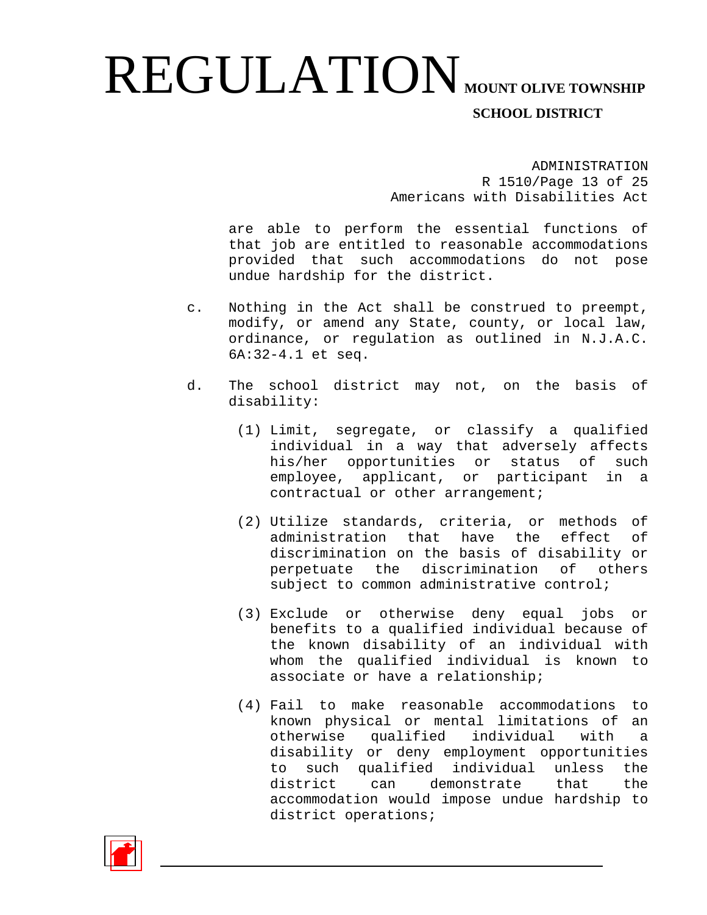are able to perform the essential functions of that job are entitled to reasonable accommodations provided that such accommodations do not pose undue hardship for the district.

c. Nothing in the Act shall be construed to preempt, modify, or amend any State, county, or local law, ordinance, or regulation as outlined in N.J.A.C. 6A:32-4.1 et seq.

d. The school district may not, on the basis of disability:

   (1) Limit, segregate, or classify a qualified individual in a way that adversely affects his/her opportunities or status of such employee, applicant, or participant in a contractual or other arrangement;

   (2) Utilize standards, criteria, or methods of administration that have the effect of discrimination on the basis of disability or perpetuate the discrimination of others subject to common administrative control;

   (3) Exclude or otherwise deny equal jobs or benefits to a qualified individual because of the known disability of an individual with whom the qualified individual is known to associate or have a relationship;

   (4) Fail to make reasonable accommodations to known physical or mental limitations of an otherwise qualified individual with a disability or deny employment opportunities to such qualified individual unless the district can demonstrate that the accommodation would impose undue hardship to district operations;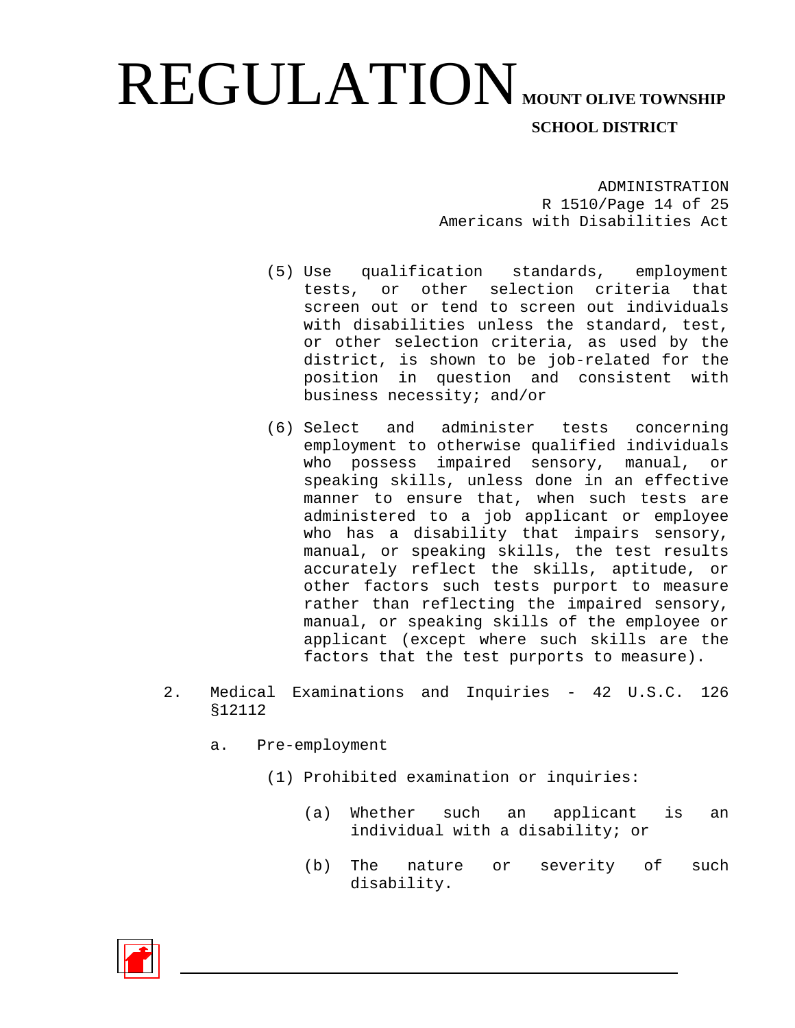(5) Use qualification standards, employment tests, or other selection criteria that screen out or tend to screen out individuals with disabilities unless the standard, test, or other selection criteria, as used by the district, is shown to be job-related for the position in question and consistent with business necessity; and/or

(6) Select and administer tests concerning employment to otherwise qualified individuals who possess impaired sensory, manual, or speaking skills, unless done in an effective manner to ensure that, when such tests are administered to a job applicant or employee who has a disability that impairs sensory, manual, or speaking skills, the test results accurately reflect the skills, aptitude, or other factors such tests purport to measure rather than reflecting the impaired sensory, manual, or speaking skills of the employee or applicant (except where such skills are the factors that the test purports to measure).

2. Medical Examinations and Inquiries - 42 U.S.C. 126 §12112

   a. Pre-employment

      (1) Prohibited examination or inquiries:

         (a) Whether such an applicant is an individual with a disability; or

         (b) The nature or severity of such disability.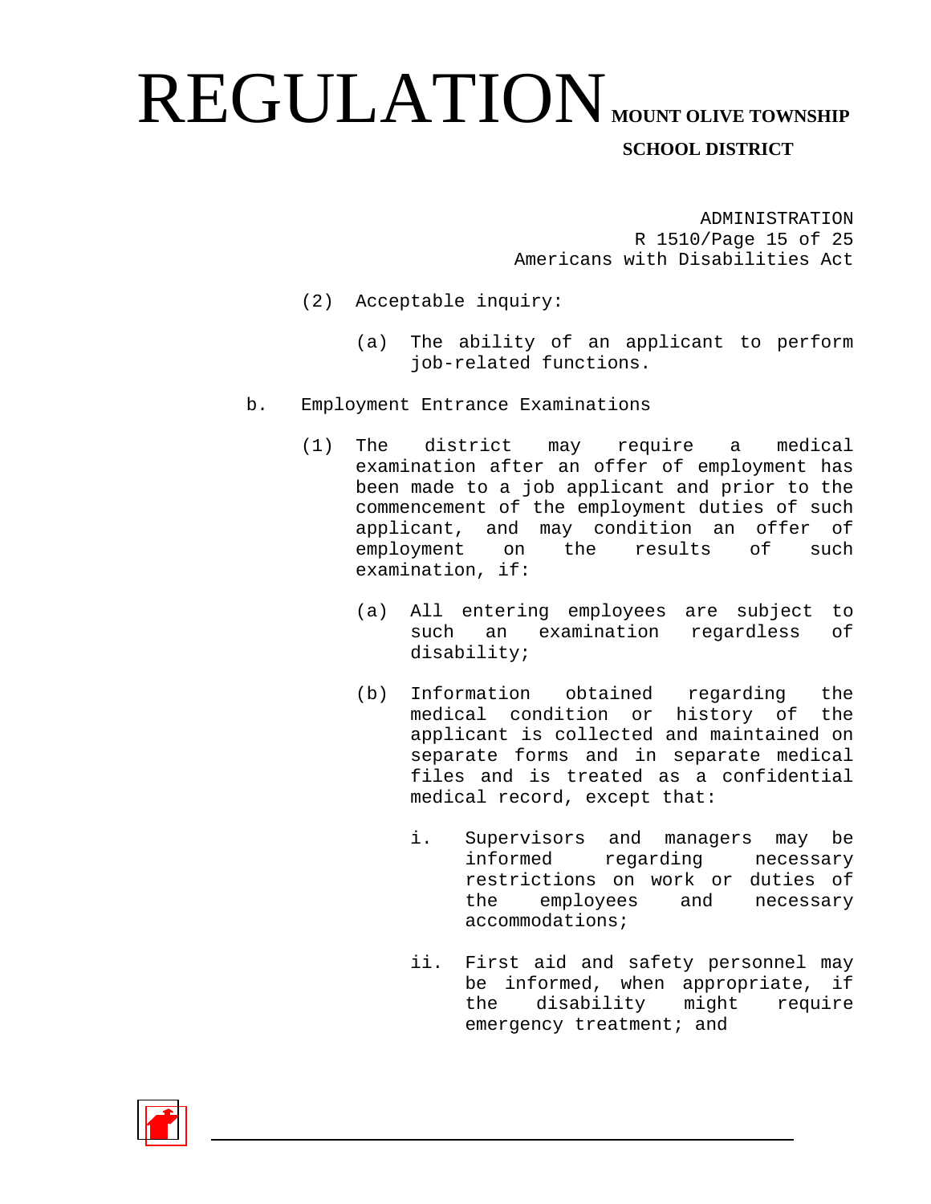(2) Acceptable inquiry:

    (a) The ability of an applicant to perform job-related functions.

b. Employment Entrance Examinations

    (1) The district may require a medical examination after an offer of employment has been made to a job applicant and prior to the commencement of the employment duties of such applicant, and may condition an offer of employment on the results of such examination, if:

        (a) All entering employees are subject to such an examination regardless of disability;

        (b) Information obtained regarding the medical condition or history of the applicant is collected and maintained on separate forms and in separate medical files and is treated as a confidential medical record, except that:

            i. Supervisors and managers may be informed regarding necessary restrictions on work or duties of the employees and necessary accommodations;

            ii. First aid and safety personnel may be informed, when appropriate, if the disability might require emergency treatment; and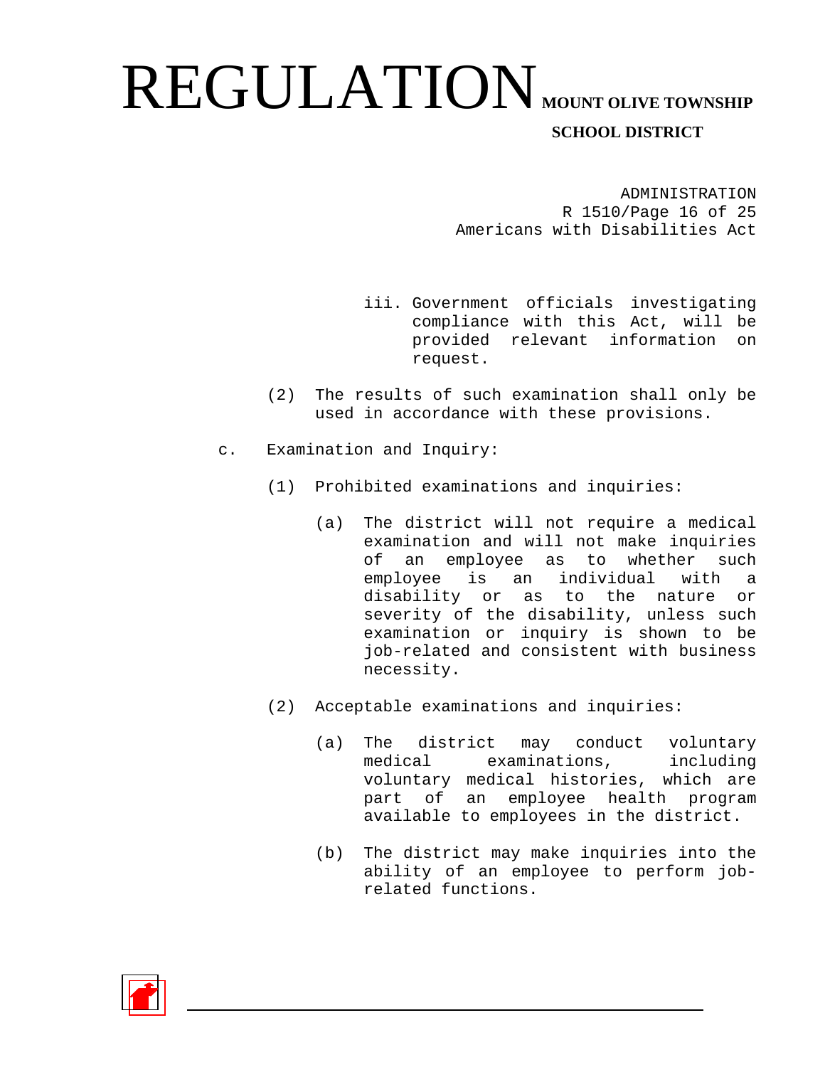iii. Government officials investigating compliance with this Act, will be provided relevant information on request.

(2) The results of such examination shall only be used in accordance with these provisions.

c. Examination and Inquiry:

(1) Prohibited examinations and inquiries:

(a) The district will not require a medical examination and will not make inquiries of an employee as to whether such employee is an individual with a disability or as to the nature or severity of the disability, unless such examination or inquiry is shown to be job-related and consistent with business necessity.

(2) Acceptable examinations and inquiries:

(a) The district may conduct voluntary medical examinations, including voluntary medical histories, which are part of an employee health program available to employees in the district.

(b) The district may make inquiries into the ability of an employee to perform job-related functions.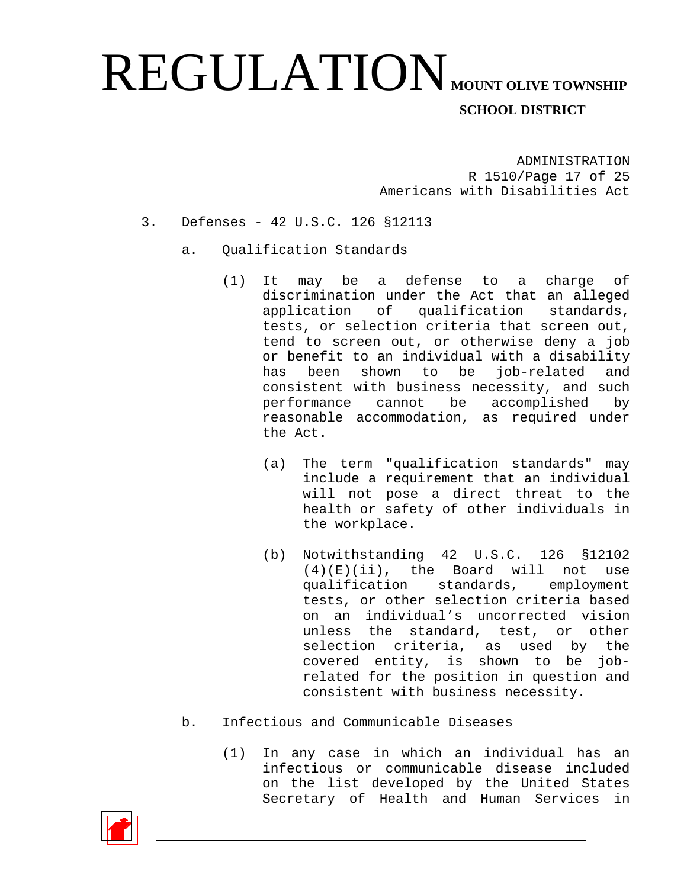3. Defenses - 42 U.S.C. 126 §12113

   a. Qualification Standards

      (1) It may be a defense to a charge of discrimination under the Act that an alleged application of qualification standards, tests, or selection criteria that screen out, tend to screen out, or otherwise deny a job or benefit to an individual with a disability has been shown to be job-related and consistent with business necessity, and such performance cannot be accomplished by reasonable accommodation, as required under the Act.

         (a) The term "qualification standards" may include a requirement that an individual will not pose a direct threat to the health or safety of other individuals in the workplace.

         (b) Notwithstanding 42 U.S.C. 126 §12102 (4)(E)(ii), the Board will not use qualification standards, employment tests, or other selection criteria based on an individual's uncorrected vision unless the standard, test, or other selection criteria, as used by the covered entity, is shown to be job-related for the position in question and consistent with business necessity.

   b. Infectious and Communicable Diseases

      (1) In any case in which an individual has an infectious or communicable disease included on the list developed by the United States Secretary of Health and Human Services in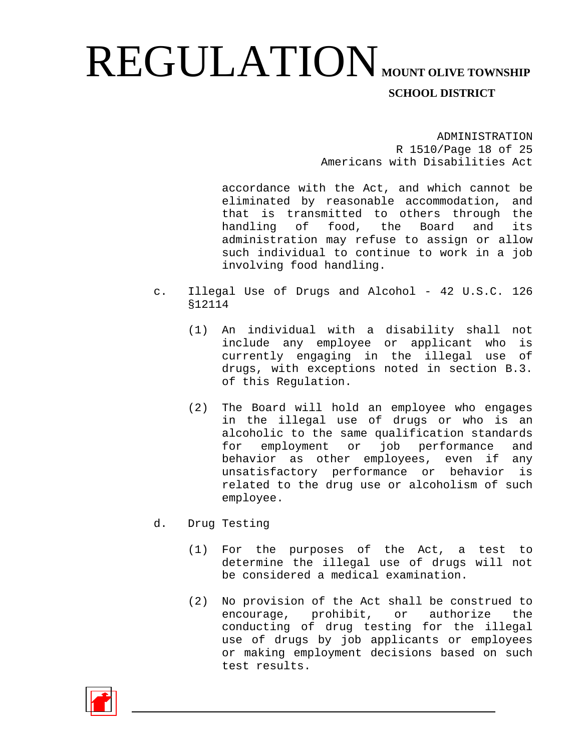accordance with the Act, and which cannot be eliminated by reasonable accommodation, and that is transmitted to others through the handling of food, the Board and its administration may refuse to assign or allow such individual to continue to work in a job involving food handling.

c. Illegal Use of Drugs and Alcohol - 42 U.S.C. 126 §12114

   (1) An individual with a disability shall not include any employee or applicant who is currently engaging in the illegal use of drugs, with exceptions noted in section B.3. of this Regulation.

   (2) The Board will hold an employee who engages in the illegal use of drugs or who is an alcoholic to the same qualification standards for employment or job performance and behavior as other employees, even if any unsatisfactory performance or behavior is related to the drug use or alcoholism of such employee.

d. Drug Testing

   (1) For the purposes of the Act, a test to determine the illegal use of drugs will not be considered a medical examination.

   (2) No provision of the Act shall be construed to encourage, prohibit, or authorize the conducting of drug testing for the illegal use of drugs by job applicants or employees or making employment decisions based on such test results.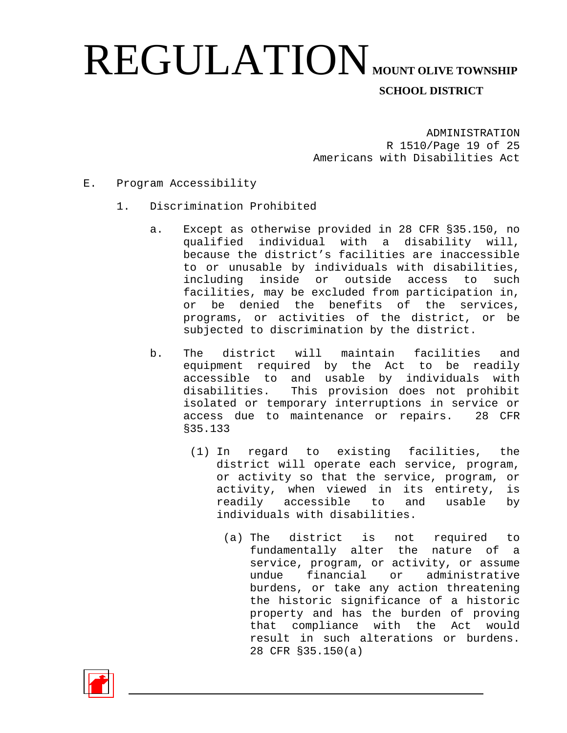E. Program Accessibility

1. Discrimination Prohibited

   a. Except as otherwise provided in 28 CFR §35.150, no qualified individual with a disability will, because the district's facilities are inaccessible to or unusable by individuals with disabilities, including inside or outside access to such facilities, may be excluded from participation in, or be denied the benefits of the services, programs, or activities of the district, or be subjected to discrimination by the district.

   b. The district will maintain facilities and equipment required by the Act to be readily accessible to and usable by individuals with disabilities. This provision does not prohibit isolated or temporary interruptions in service or access due to maintenance or repairs. 28 CFR §35.133

      (1) In regard to existing facilities, the district will operate each service, program, or activity so that the service, program, or activity, when viewed in its entirety, is readily accessible to and usable by individuals with disabilities.

         (a) The district is not required to fundamentally alter the nature of a service, program, or activity, or assume undue financial or administrative burdens, or take any action threatening the historic significance of a historic property and has the burden of proving that compliance with the Act would result in such alterations or burdens. 28 CFR §35.150(a)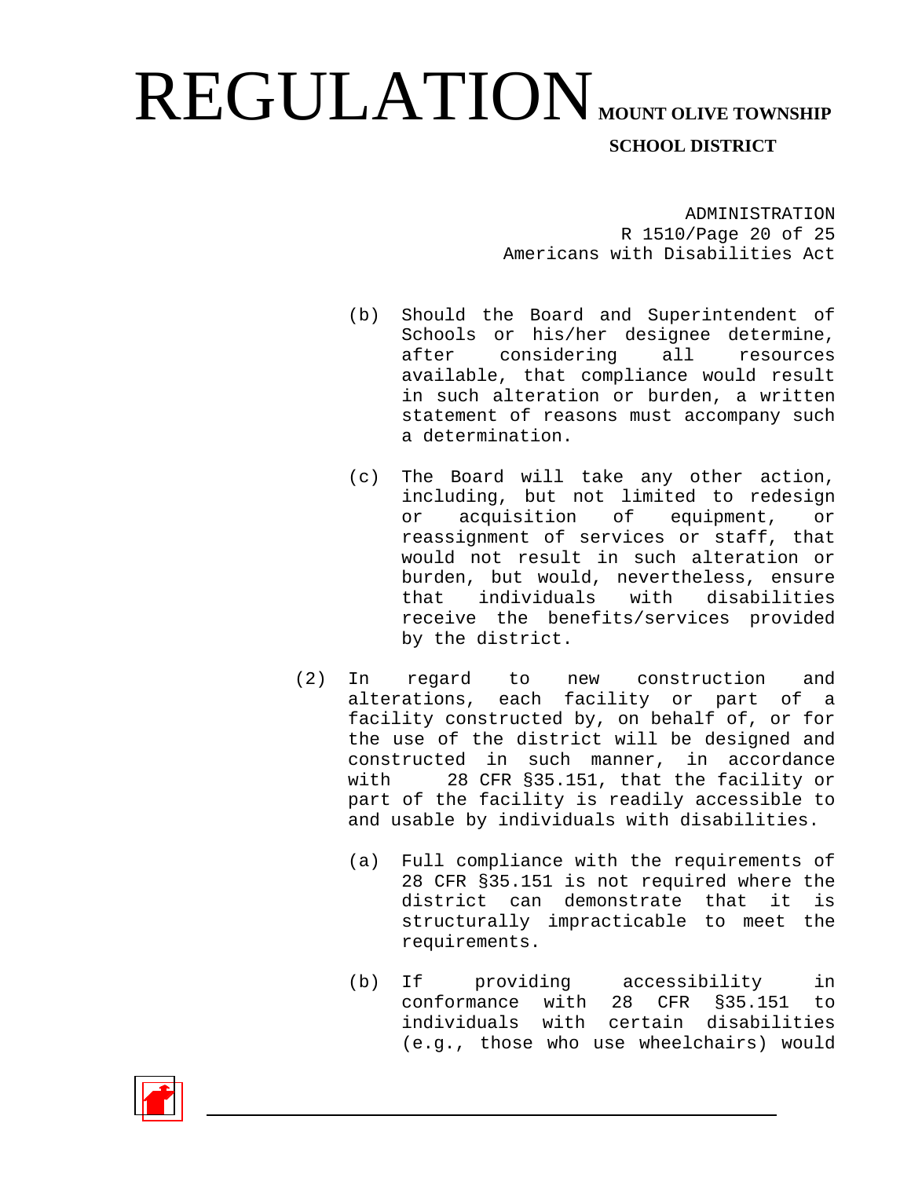(b) Should the Board and Superintendent of Schools or his/her designee determine, after considering all resources available, that compliance would result in such alteration or burden, a written statement of reasons must accompany such a determination.

(c) The Board will take any other action, including, but not limited to redesign or acquisition of equipment, or reassignment of services or staff, that would not result in such alteration or burden, but would, nevertheless, ensure that individuals with disabilities receive the benefits/services provided by the district.

(2) In regard to new construction and alterations, each facility or part of a facility constructed by, on behalf of, or for the use of the district will be designed and constructed in such manner, in accordance with 28 CFR §35.151, that the facility or part of the facility is readily accessible to and usable by individuals with disabilities.

(a) Full compliance with the requirements of 28 CFR §35.151 is not required where the district can demonstrate that it is structurally impracticable to meet the requirements.

(b) If providing accessibility in conformance with 28 CFR §35.151 to individuals with certain disabilities (e.g., those who use wheelchairs) would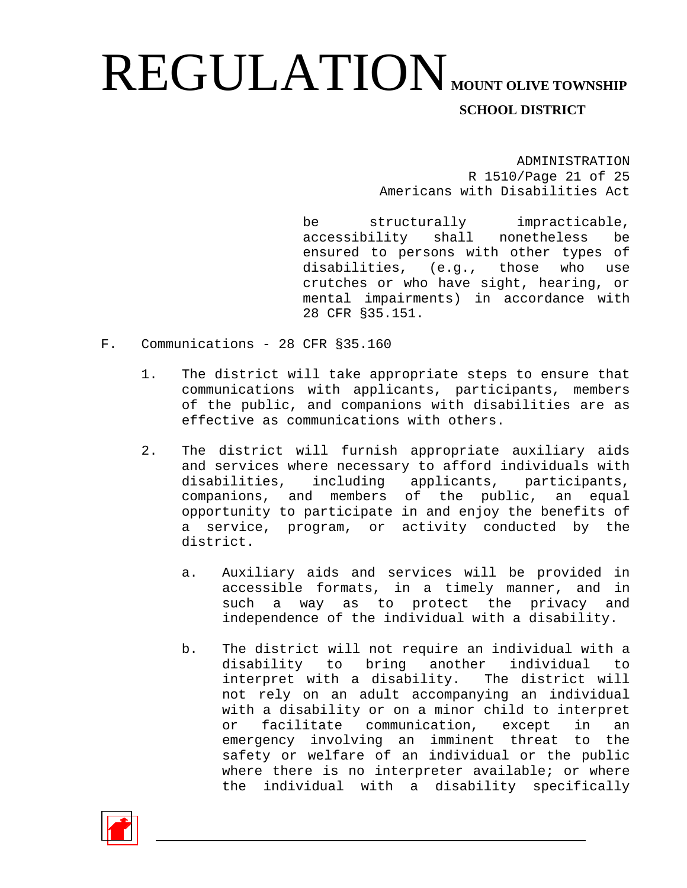be structurally impracticable, accessibility shall nonetheless be ensured to persons with other types of disabilities, (e.g., those who use crutches or who have sight, hearing, or mental impairments) in accordance with 28 CFR §35.151.

F. Communications - 28 CFR §35.160

1. The district will take appropriate steps to ensure that communications with applicants, participants, members of the public, and companions with disabilities are as effective as communications with others.

2. The district will furnish appropriate auxiliary aids and services where necessary to afford individuals with disabilities, including applicants, participants, companions, and members of the public, an equal opportunity to participate in and enjoy the benefits of a service, program, or activity conducted by the district.

   a. Auxiliary aids and services will be provided in accessible formats, in a timely manner, and in such a way as to protect the privacy and independence of the individual with a disability.

   b. The district will not require an individual with a disability to bring another individual to interpret with a disability. The district will not rely on an adult accompanying an individual with a disability or on a minor child to interpret or facilitate communication, except in an emergency involving an imminent threat to the safety or welfare of an individual or the public where there is no interpreter available; or where the individual with a disability specifically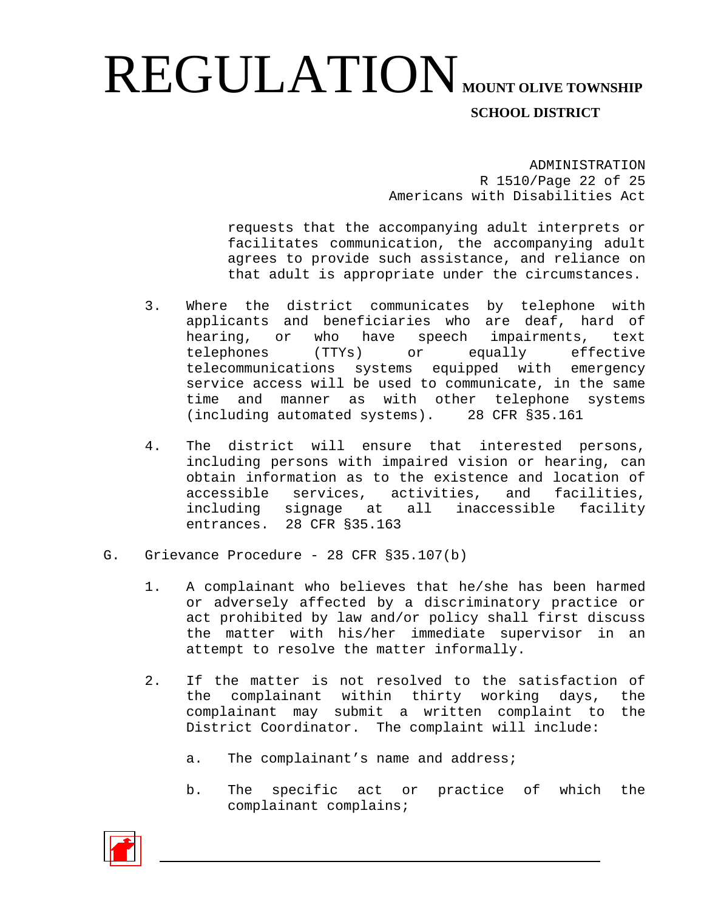requests that the accompanying adult interprets or facilitates communication, the accompanying adult agrees to provide such assistance, and reliance on that adult is appropriate under the circumstances.

3. Where the district communicates by telephone with applicants and beneficiaries who are deaf, hard of hearing, or who have speech impairments, text telephones (TTYs) or equally effective telecommunications systems equipped with emergency service access will be used to communicate, in the same time and manner as with other telephone systems (including automated systems). 28 CFR §35.161

4. The district will ensure that interested persons, including persons with impaired vision or hearing, can obtain information as to the existence and location of accessible services, activities, and facilities, including signage at all inaccessible facility entrances. 28 CFR §35.163

G. Grievance Procedure - 28 CFR §35.107(b)

1. A complainant who believes that he/she has been harmed or adversely affected by a discriminatory practice or act prohibited by law and/or policy shall first discuss the matter with his/her immediate supervisor in an attempt to resolve the matter informally.

2. If the matter is not resolved to the satisfaction of the complainant within thirty working days, the complainant may submit a written complaint to the District Coordinator. The complaint will include:

   a. The complainant's name and address;

   b. The specific act or practice of which the complainant complains;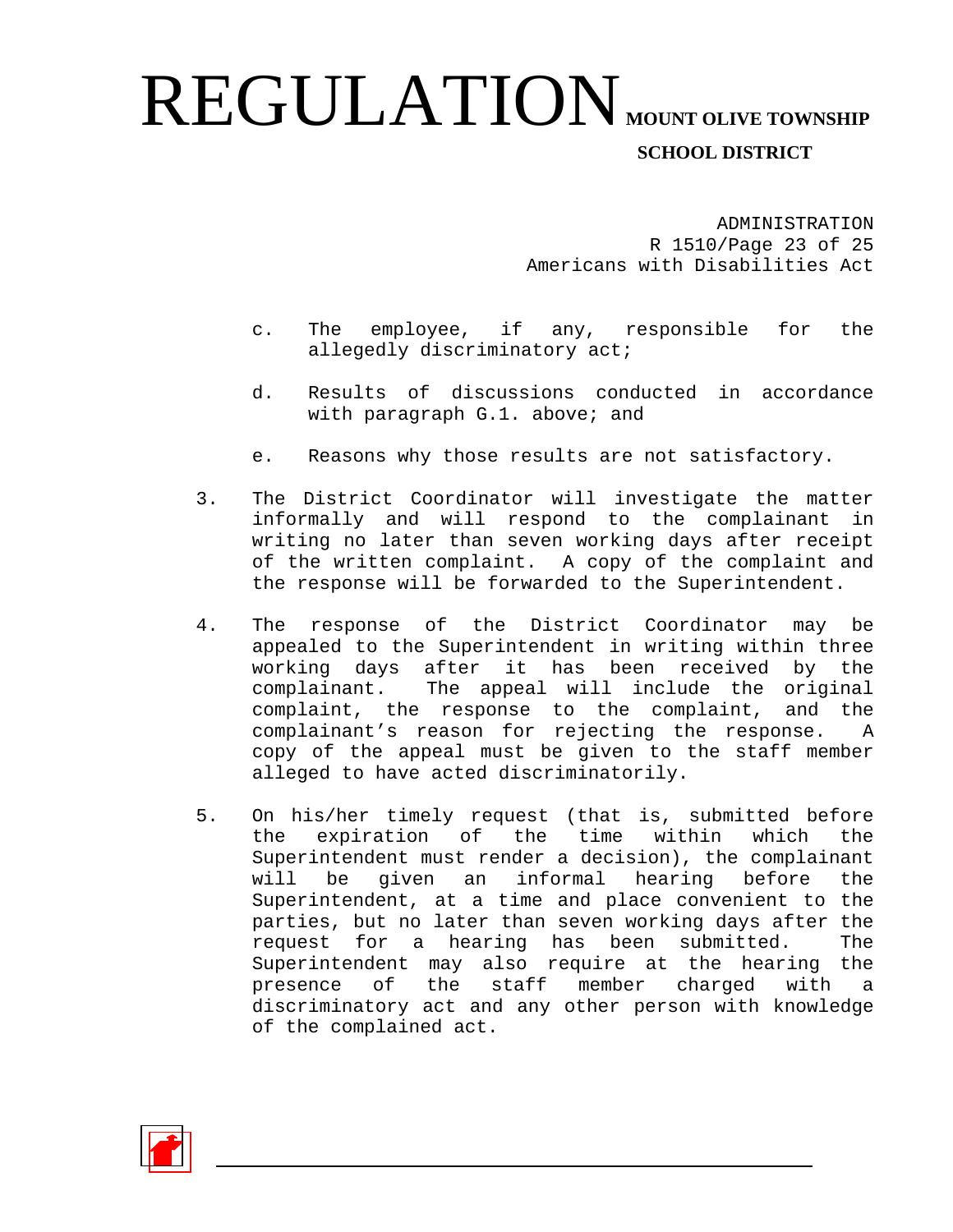c. The employee, if any, responsible for the allegedly discriminatory act;

d. Results of discussions conducted in accordance with paragraph G.1. above; and

e. Reasons why those results are not satisfactory.

3. The District Coordinator will investigate the matter informally and will respond to the complainant in writing no later than seven working days after receipt of the written complaint. A copy of the complaint and the response will be forwarded to the Superintendent.

4. The response of the District Coordinator may be appealed to the Superintendent in writing within three working days after it has been received by the complainant. The appeal will include the original complaint, the response to the complaint, and the complainant's reason for rejecting the response. A copy of the appeal must be given to the staff member alleged to have acted discriminatorily.

5. On his/her timely request (that is, submitted before the expiration of the time within which the Superintendent must render a decision), the complainant will be given an informal hearing before the Superintendent, at a time and place convenient to the parties, but no later than seven working days after the request for a hearing has been submitted. The Superintendent may also require at the hearing the presence of the staff member charged with a discriminatory act and any other person with knowledge of the complained act.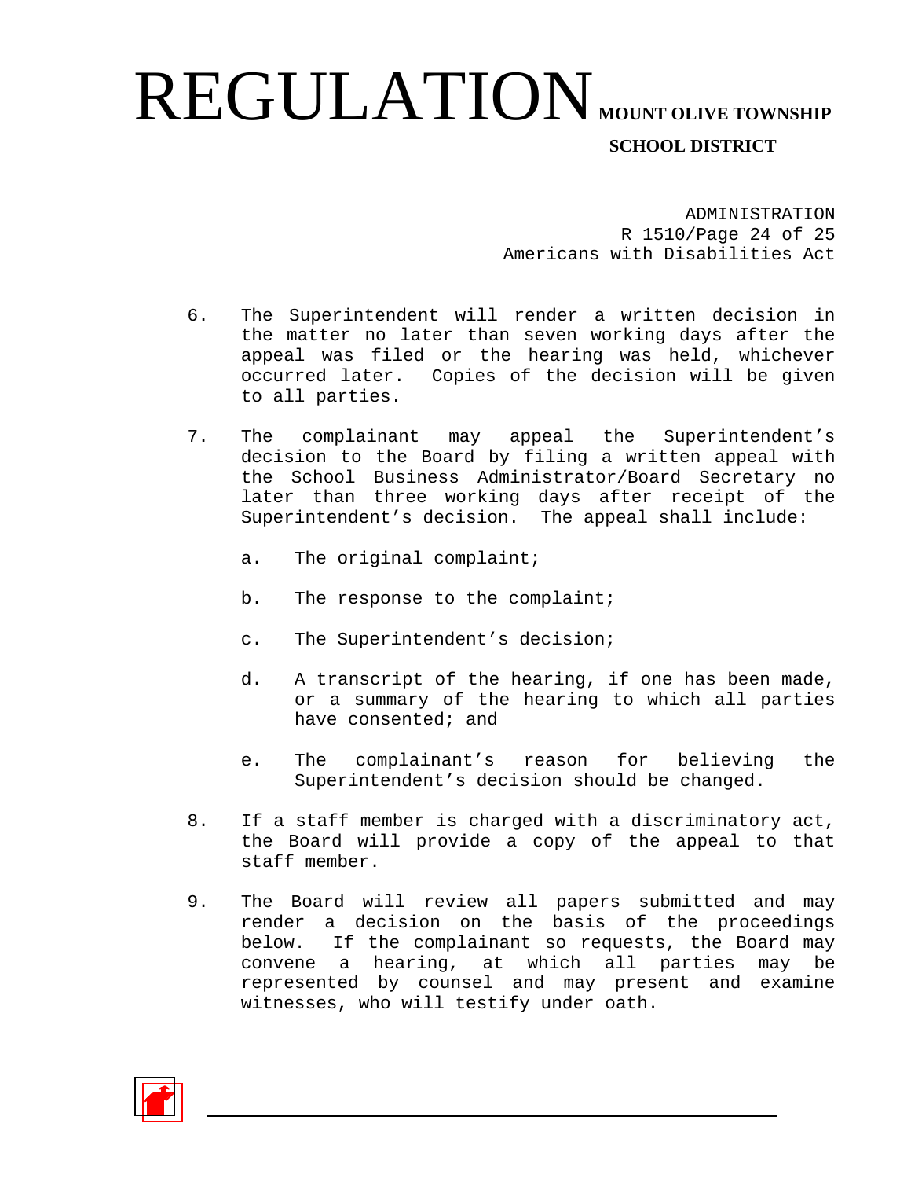6. The Superintendent will render a written decision in the matter no later than seven working days after the appeal was filed or the hearing was held, whichever occurred later. Copies of the decision will be given to all parties.

7. The complainant may appeal the Superintendent's decision to the Board by filing a written appeal with the School Business Administrator/Board Secretary no later than three working days after receipt of the Superintendent's decision. The appeal shall include:

   a. The original complaint;

   b. The response to the complaint;

   c. The Superintendent's decision;

   d. A transcript of the hearing, if one has been made, or a summary of the hearing to which all parties have consented; and

   e. The complainant's reason for believing the Superintendent's decision should be changed.

8. If a staff member is charged with a discriminatory act, the Board will provide a copy of the appeal to that staff member.

9. The Board will review all papers submitted and may render a decision on the basis of the proceedings below. If the complainant so requests, the Board may convene a hearing, at which all parties may be represented by counsel and may present and examine witnesses, who will testify under oath.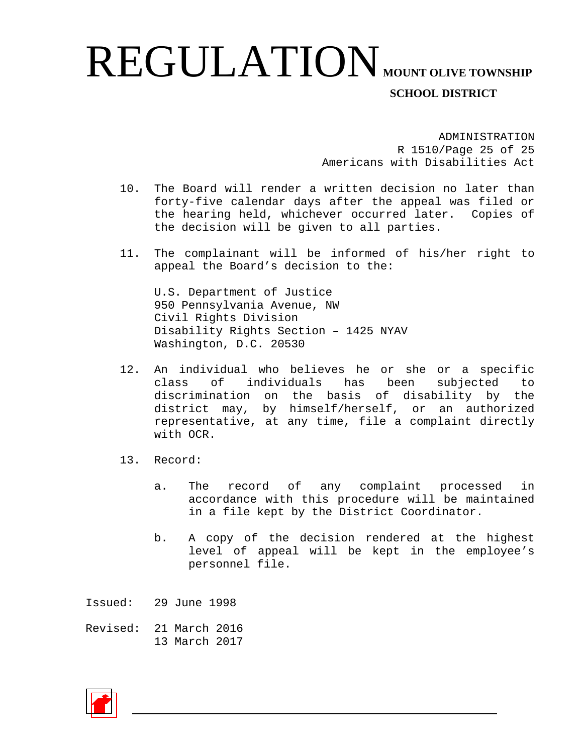10. The Board will render a written decision no later than forty-five calendar days after the appeal was filed or the hearing held, whichever occurred later. Copies of the decision will be given to all parties.

11. The complainant will be informed of his/her right to appeal the Board's decision to the:

    U.S. Department of Justice
    950 Pennsylvania Avenue, NW
    Civil Rights Division
    Disability Rights Section – 1425 NYAV
    Washington, D.C. 20530

12. An individual who believes he or she or a specific class of individuals has been subjected to discrimination on the basis of disability by the district may, by himself/herself, or an authorized representative, at any time, file a complaint directly with OCR.

13. Record:

    a. The record of any complaint processed in accordance with this procedure will be maintained in a file kept by the District Coordinator.

    b. A copy of the decision rendered at the highest level of appeal will be kept in the employee's personnel file.

Issued: 29 June 1998

Revised: 21 March 2016
13 March 2017